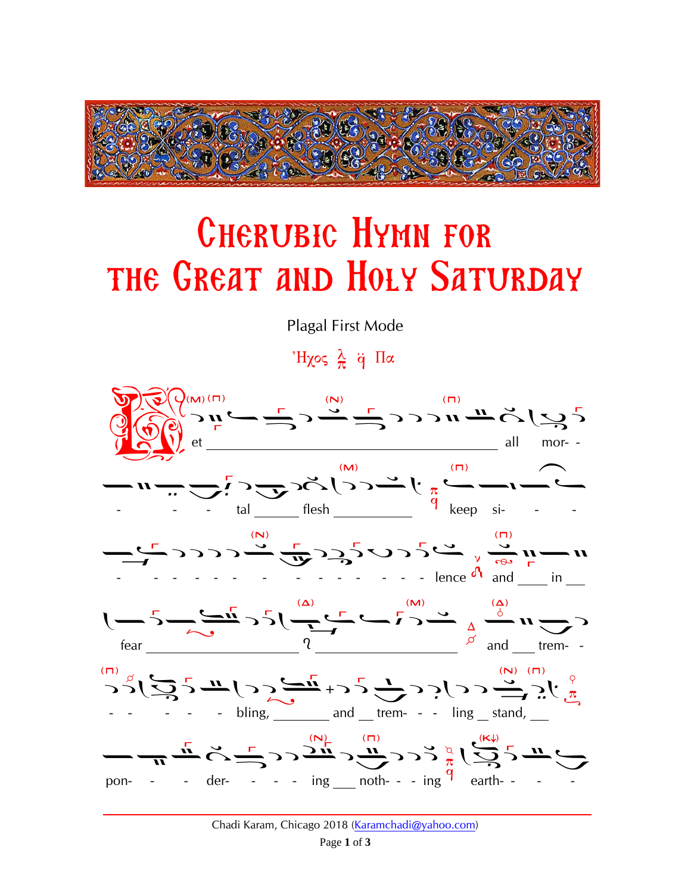# Cherubic Hymn for the Great and Holy Saturday

Plagal First Mode

Ἦχος πλ. Πα

Let ___ all mor- - - - - tal ___ flesh ___ keep si- - - - - - - - - - - - - - - - - lence and ___ in ___ fear ___ ___ and ___ trem- - - - - - - bling, ___ and ___ trem- - - ling ___ stand, ___ pon- - - der- - - - ing ___ noth- - - ing earth- - - -

Chadi Karam, Chicago 2018 (Karamchadi@yahoo.com)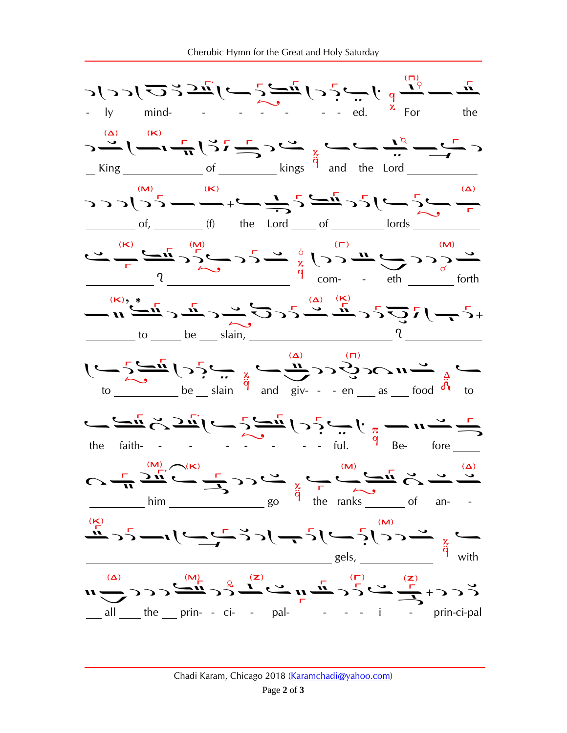- ly mind- - - - - - - ed. For the

King of kings and the Lord

of, (f) the Lord of lords

com- - eth forth

to be slain,

to be slain and giv- - - en as food to

the faith- - - - - - - - ful. Be- fore

him go the ranks of an- -

gels, with

all the prin- - ci- - pal- - - - i - prin-ci-pal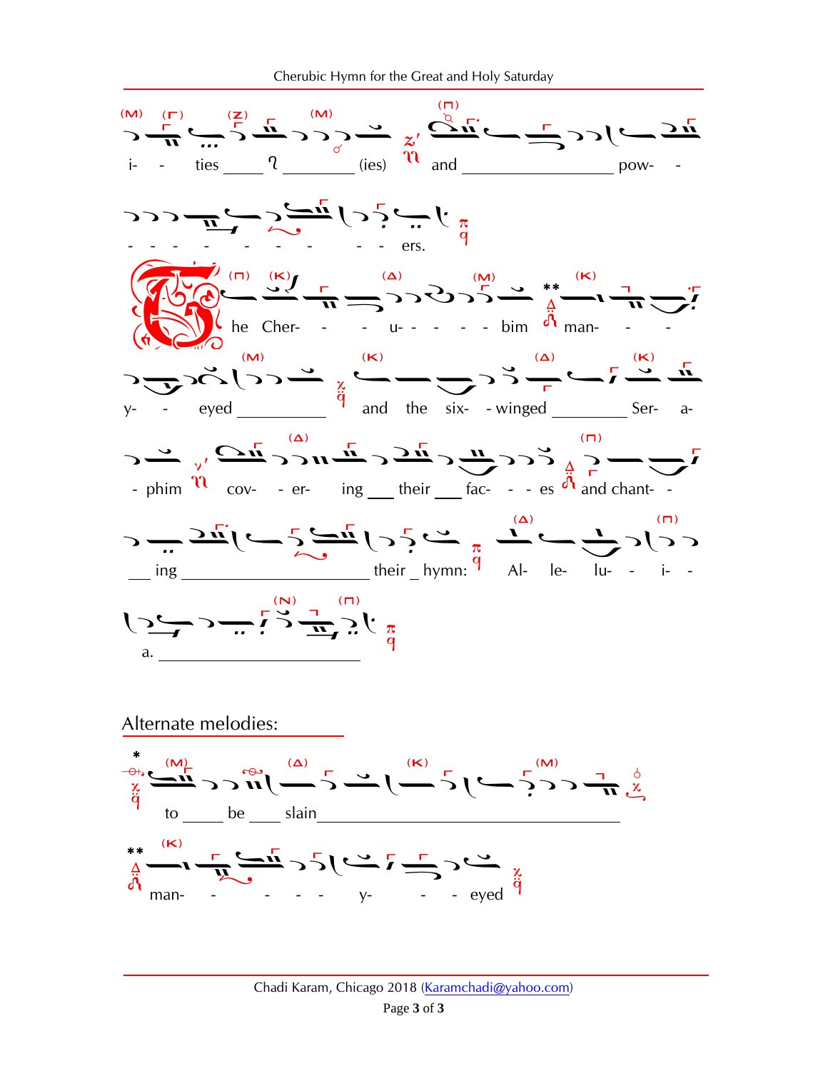i- - ties ______ (ies) and ____________ pow- -

- - - - - - - - - ers.

The Cher- - - u- - - - - - bim ** man- - -

y- - eyed ________ and the six- - winged ________ Ser- a-

- phim cov- - er- ing ___ their ___ fac- - - es and chant- -

___ ing ________________ their _ hymn: Al- le- lu- - i- -

a. ____________________

## Alternate melodies:

* to ____ be ____ slain ________________________________

** man- - - - - y- - - eyed